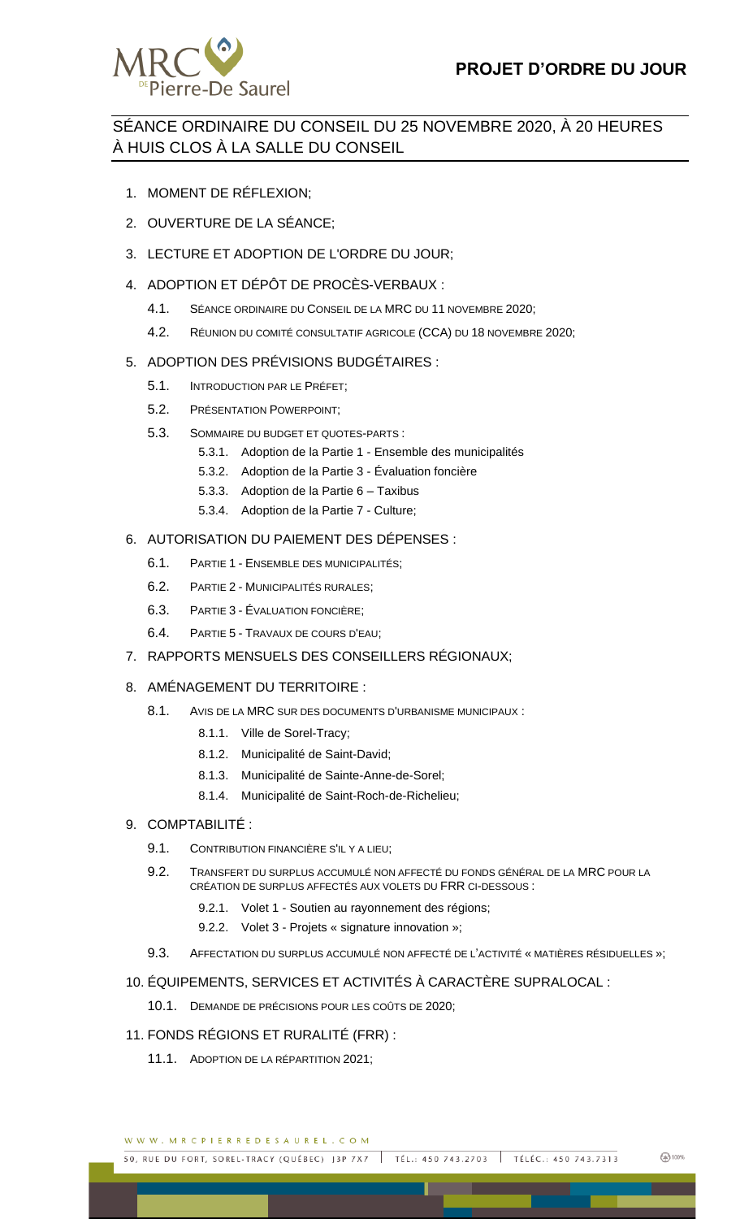# PROJET D'ORDRE DU JOUR

## SÉANCE ORDINAIRE DU CONSEIL DU 25 NOVEMBRE 2020, À 20 HEURES À HUIS CLOS À LA SALLE DU CONSEIL

1. MOMENT DE RÉFLEXION;
2. OUVERTURE DE LA SÉANCE;
3. LECTURE ET ADOPTION DE L'ORDRE DU JOUR;
4. ADOPTION ET DÉPÔT DE PROCÈS-VERBAUX :
   - 4.1. SÉANCE ORDINAIRE DU CONSEIL DE LA MRC DU 11 NOVEMBRE 2020;
   - 4.2. RÉUNION DU COMITÉ CONSULTATIF AGRICOLE (CCA) DU 18 NOVEMBRE 2020;
5. ADOPTION DES PRÉVISIONS BUDGÉTAIRES :
   - 5.1. INTRODUCTION PAR LE PRÉFET;
   - 5.2. PRÉSENTATION POWERPOINT;
   - 5.3. SOMMAIRE DU BUDGET ET QUOTES-PARTS :
     - 5.3.1. Adoption de la Partie 1 - Ensemble des municipalités
     - 5.3.2. Adoption de la Partie 3 - Évaluation foncière
     - 5.3.3. Adoption de la Partie 6 – Taxibus
     - 5.3.4. Adoption de la Partie 7 - Culture;
6. AUTORISATION DU PAIEMENT DES DÉPENSES :
   - 6.1. PARTIE 1 - ENSEMBLE DES MUNICIPALITÉS;
   - 6.2. PARTIE 2 - MUNICIPALITÉS RURALES;
   - 6.3. PARTIE 3 - ÉVALUATION FONCIÈRE;
   - 6.4. PARTIE 5 - TRAVAUX DE COURS D'EAU;
7. RAPPORTS MENSUELS DES CONSEILLERS RÉGIONAUX;
8. AMÉNAGEMENT DU TERRITOIRE :
   - 8.1. AVIS DE LA MRC SUR DES DOCUMENTS D'URBANISME MUNICIPAUX :
     - 8.1.1. Ville de Sorel-Tracy;
     - 8.1.2. Municipalité de Saint-David;
     - 8.1.3. Municipalité de Sainte-Anne-de-Sorel;
     - 8.1.4. Municipalité de Saint-Roch-de-Richelieu;
9. COMPTABILITÉ :
   - 9.1. CONTRIBUTION FINANCIÈRE S'IL Y A LIEU;
   - 9.2. TRANSFERT DU SURPLUS ACCUMULÉ NON AFFECTÉ DU FONDS GÉNÉRAL DE LA MRC POUR LA CRÉATION DE SURPLUS AFFECTÉS AUX VOLETS DU FRR CI-DESSOUS :
     - 9.2.1. Volet 1 - Soutien au rayonnement des régions;
     - 9.2.2. Volet 3 - Projets « signature innovation »;
   - 9.3. AFFECTATION DU SURPLUS ACCUMULÉ NON AFFECTÉ DE L'ACTIVITÉ « MATIÈRES RÉSIDUELLES »;
10. ÉQUIPEMENTS, SERVICES ET ACTIVITÉS À CARACTÈRE SUPRALOCAL :
    - 10.1. DEMANDE DE PRÉCISIONS POUR LES COÛTS DE 2020;
11. FONDS RÉGIONS ET RURALITÉ (FRR) :
    - 11.1. ADOPTION DE LA RÉPARTITION 2021;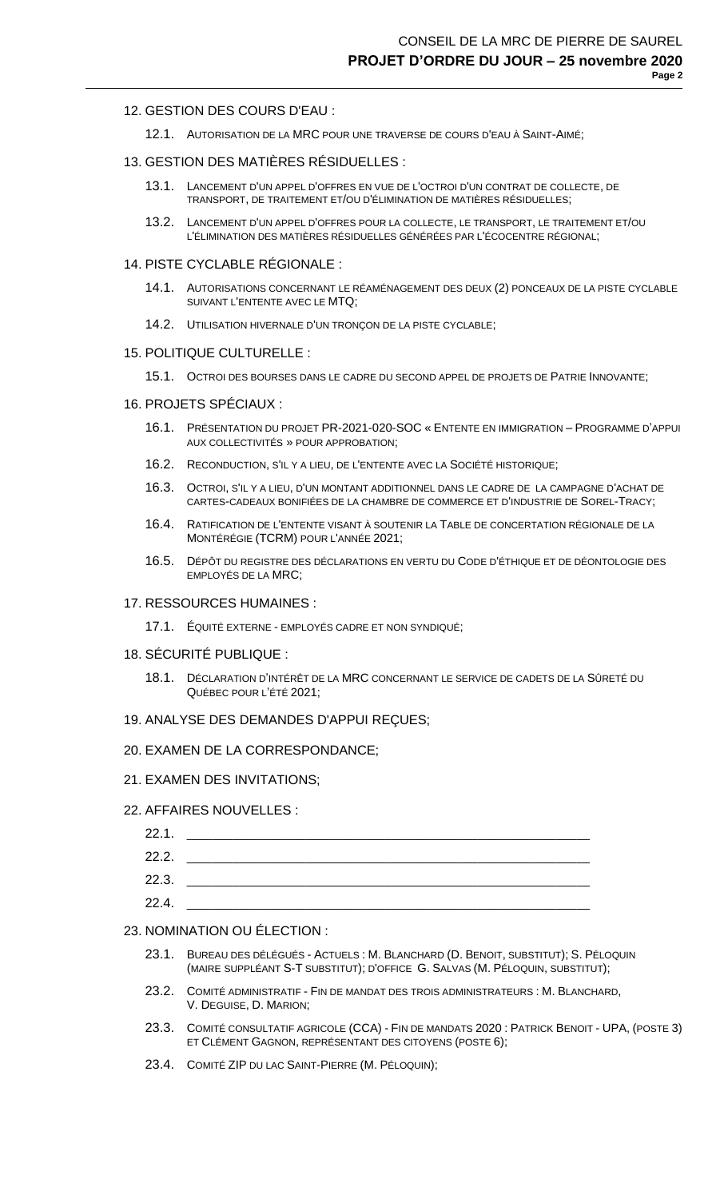12. GESTION DES COURS D'EAU :

    12.1. Autorisation de la MRC pour une traverse de cours d'eau à Saint-Aimé;

13. GESTION DES MATIÈRES RÉSIDUELLES :

    13.1. Lancement d'un appel d'offres en vue de l'octroi d'un contrat de collecte, de transport, de traitement et/ou d'élimination de matières résiduelles;

    13.2. Lancement d'un appel d'offres pour la collecte, le transport, le traitement et/ou l'élimination des matières résiduelles générées par l'écocentre régional;

14. PISTE CYCLABLE RÉGIONALE :

    14.1. Autorisations concernant le réaménagement des deux (2) ponceaux de la piste cyclable suivant l'entente avec le MTQ;

    14.2. Utilisation hivernale d'un tronçon de la piste cyclable;

15. POLITIQUE CULTURELLE :

    15.1. Octroi des bourses dans le cadre du second appel de projets de Patrie Innovante;

16. PROJETS SPÉCIAUX :

    16.1. Présentation du projet PR-2021-020-SOC « Entente en immigration – Programme d'appui aux collectivités » pour approbation;

    16.2. Reconduction, s'il y a lieu, de l'entente avec la Société historique;

    16.3. Octroi, s'il y a lieu, d'un montant additionnel dans le cadre de la campagne d'achat de cartes-cadeaux bonifiées de la chambre de commerce et d'industrie de Sorel-Tracy;

    16.4. Ratification de l'entente visant à soutenir la Table de concertation régionale de la Montérégie (TCRM) pour l'année 2021;

    16.5. Dépôt du registre des déclarations en vertu du Code d'éthique et de déontologie des employés de la MRC;

17. RESSOURCES HUMAINES :

    17.1. Équité externe - employés cadre et non syndiqué;

18. SÉCURITÉ PUBLIQUE :

    18.1. Déclaration d'intérêt de la MRC concernant le service de cadets de la Sûreté du Québec pour l'été 2021;

19. ANALYSE DES DEMANDES D'APPUI REÇUES;

20. EXAMEN DE LA CORRESPONDANCE;

21. EXAMEN DES INVITATIONS;

22. AFFAIRES NOUVELLES :

    22.1. ____________________________________________

    22.2. ____________________________________________

    22.3. ____________________________________________

    22.4. ____________________________________________

23. NOMINATION OU ÉLECTION :

    23.1. Bureau des délégués - Actuels : M. Blanchard (D. Benoit, substitut); S. Péloquin (maire suppléant S-T substitut); d'office G. Salvas (M. Péloquin, substitut);

    23.2. Comité administratif - Fin de mandat des trois administrateurs : M. Blanchard, V. Deguise, D. Marion;

    23.3. Comité consultatif agricole (CCA) - Fin de mandats 2020 : Patrick Benoit - UPA, (poste 3) et Clément Gagnon, représentant des citoyens (poste 6);

    23.4. Comité ZIP du lac Saint-Pierre (M. Péloquin);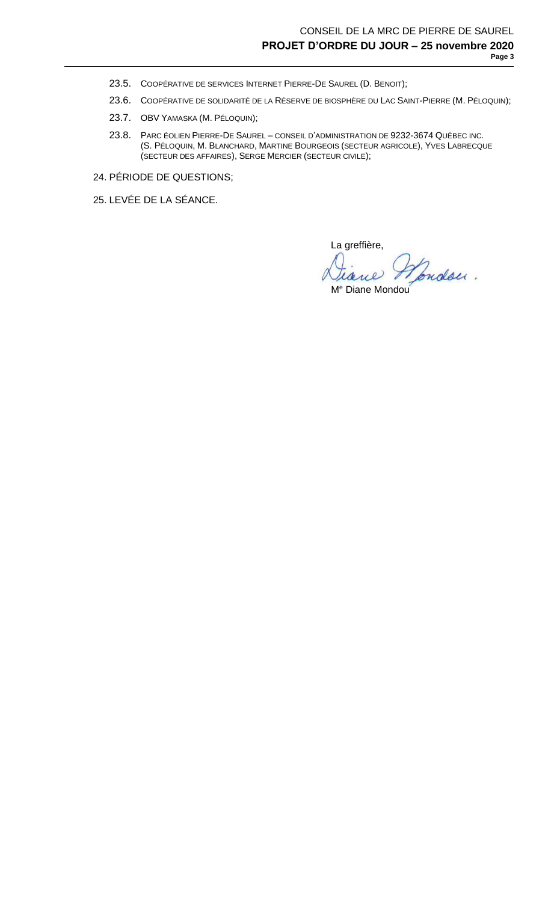23.5. COOPÉRATIVE DE SERVICES INTERNET PIERRE-DE SAUREL (D. BENOIT);

23.6. COOPÉRATIVE DE SOLIDARITÉ DE LA RÉSERVE DE BIOSPHÈRE DU LAC SAINT-PIERRE (M. PÉLOQUIN);

23.7. OBV YAMASKA (M. PÉLOQUIN);

23.8. PARC ÉOLIEN PIERRE-DE SAUREL – CONSEIL D'ADMINISTRATION DE 9232-3674 QUÉBEC INC. (S. PÉLOQUIN, M. BLANCHARD, MARTINE BOURGEOIS (SECTEUR AGRICOLE), YVES LABRECQUE (SECTEUR DES AFFAIRES), SERGE MERCIER (SECTEUR CIVILE);

24. PÉRIODE DE QUESTIONS;

25. LEVÉE DE LA SÉANCE.

La greffière,

Diane Mondou

M[e] Diane Mondou